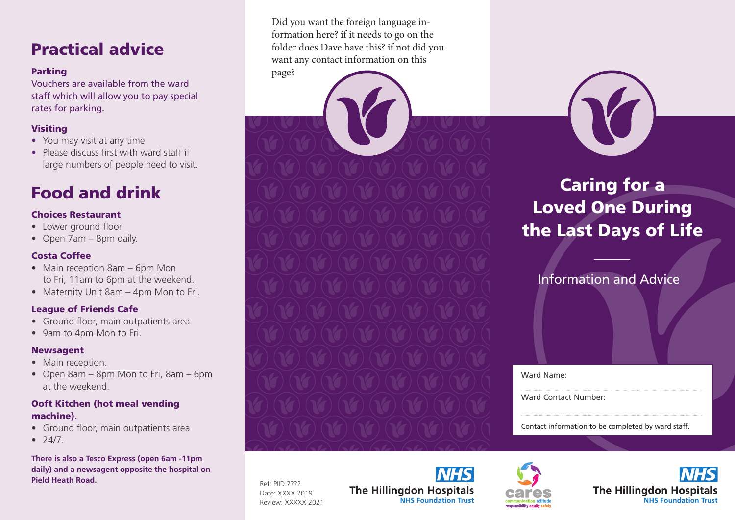## Practical advice

### Parking

Vouchers are available from the ward staff which will allow you to pay special rates for parking.

### Visiting

- You may visit at any time
- Please discuss first with ward staff if large numbers of people need to visit.

## Food and drink

### Choices Restaurant

- Lower ground floor
- Open 7am – 8pm daily.

### Costa Coffee

- Main reception 8am – 6pm Mon to Fri, 11am to 6pm at the weekend.
- Maternity Unit 8am – 4pm Mon to Fri.

### League of Friends Cafe

- Ground floor, main outpatients area
- 9am to 4pm Mon to Fri.

### Newsagent

- Main reception.
- Open 8am – 8pm Mon to Fri, 8am – 6pm at the weekend.

### Ooft Kitchen (hot meal vending machine).

- Ground floor, main outpatients area
- 24/7.

**There is also a Tesco Express (open 6am -11pm daily) and a newsagent opposite the hospital on Pield Heath Road.**

Did you want the foreign language information here? if it needs to go on the folder does Dave have this? if not did you want any contact information on this page?

Ref: PIID ????
Date: XXXX 2019
Review: XXXXX 2021

NHS
The Hillingdon Hospitals
NHS Foundation Trust

cares
communication attitude responsibility equality safety

# Caring for a Loved One During the Last Days of Life

Information and Advice

Ward Name:

Ward Contact Number:

Contact information to be completed by ward staff.

NHS
The Hillingdon Hospitals
NHS Foundation Trust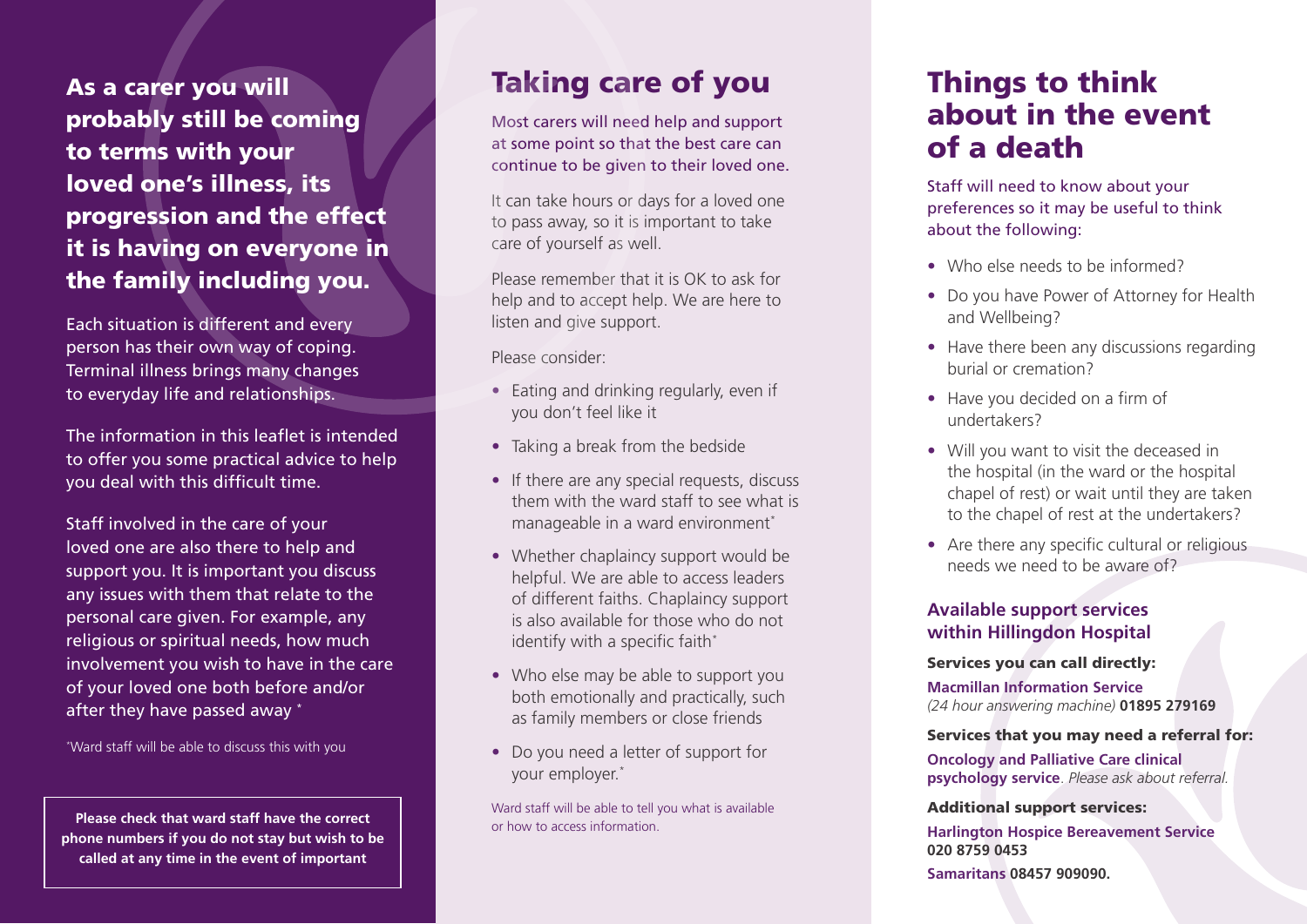**As a carer you will probably still be coming to terms with your loved one's illness, its progression and the effect it is having on everyone in the family including you.**

Each situation is different and every person has their own way of coping. Terminal illness brings many changes to everyday life and relationships.

The information in this leaflet is intended to offer you some practical advice to help you deal with this difficult time.

Staff involved in the care of your loved one are also there to help and support you. It is important you discuss any issues with them that relate to the personal care given. For example, any religious or spiritual needs, how much involvement you wish to have in the care of your loved one both before and/or after they have passed away *

*Ward staff will be able to discuss this with you

**Please check that ward staff have the correct phone numbers if you do not stay but wish to be called at any time in the event of important**

## Taking care of you

Most carers will need help and support at some point so that the best care can continue to be given to their loved one.

It can take hours or days for a loved one to pass away, so it is important to take care of yourself as well.

Please remember that it is OK to ask for help and to accept help. We are here to listen and give support.

Please consider:

- Eating and drinking regularly, even if you don't feel like it
- Taking a break from the bedside
- If there are any special requests, discuss them with the ward staff to see what is manageable in a ward environment*
- Whether chaplaincy support would be helpful. We are able to access leaders of different faiths. Chaplaincy support is also available for those who do not identify with a specific faith*
- Who else may be able to support you both emotionally and practically, such as family members or close friends
- Do you need a letter of support for your employer.*

Ward staff will be able to tell you what is available or how to access information.

## Things to think about in the event of a death

Staff will need to know about your preferences so it may be useful to think about the following:

- Who else needs to be informed?
- Do you have Power of Attorney for Health and Wellbeing?
- Have there been any discussions regarding burial or cremation?
- Have you decided on a firm of undertakers?
- Will you want to visit the deceased in the hospital (in the ward or the hospital chapel of rest) or wait until they are taken to the chapel of rest at the undertakers?
- Are there any specific cultural or religious needs we need to be aware of?

### Available support services within Hillingdon Hospital

**Services you can call directly:**

**Macmillan Information Service**
*(24 hour answering machine)* **01895 279169**

**Services that you may need a referral for:**

**Oncology and Palliative Care clinical psychology service**. *Please ask about referral.*

**Additional support services:**

**Harlington Hospice Bereavement Service**
**020 8759 0453**

**Samaritans 08457 909090.**